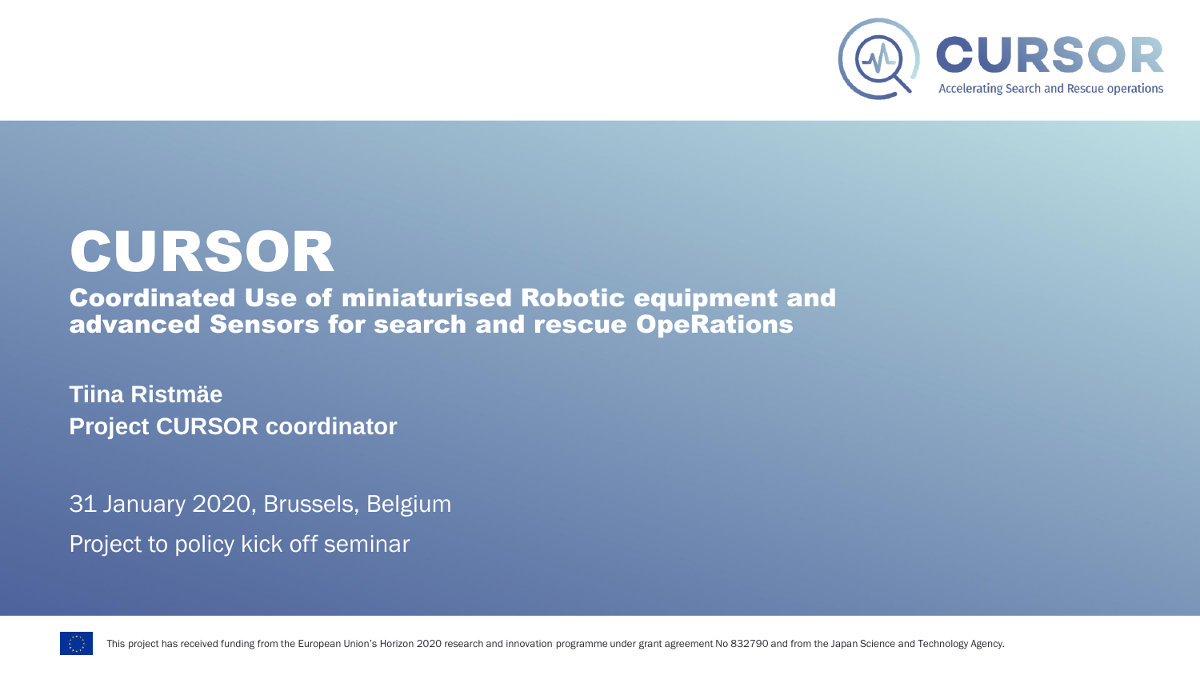CURSOR

Accelerating Search and Rescue operations

# CURSOR

## Coordinated Use of miniaturised Robotic equipment and advanced Sensors for search and rescue OpeRations

**Tiina Ristmäe**
**Project CURSOR coordinator**

31 January 2020, Brussels, Belgium

Project to policy kick off seminar

This project has received funding from the European Union's Horizon 2020 research and innovation programme under grant agreement No 832790 and from the Japan Science and Technology Agency.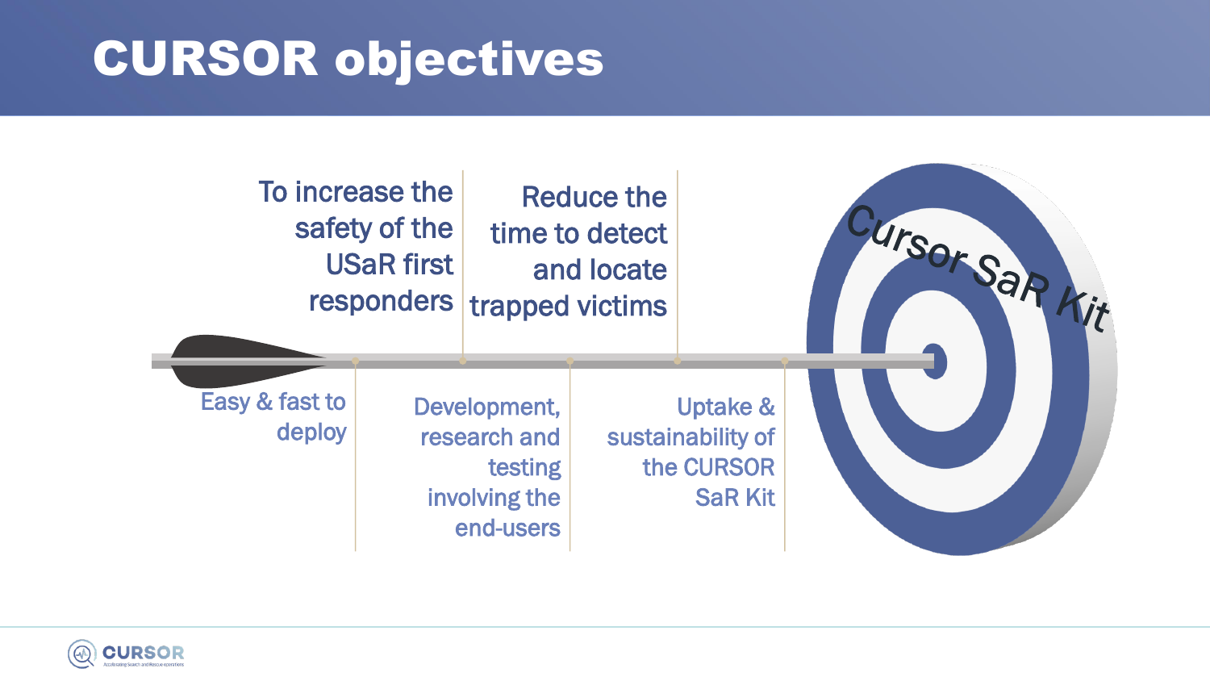# CURSOR objectives

- To increase the safety of the USaR first responders
- Reduce the time to detect and locate trapped victims
- Easy & fast to deploy
- Development, research and testing involving the end-users
- Uptake & sustainability of the CURSOR SaR Kit

Cursor SaR Kit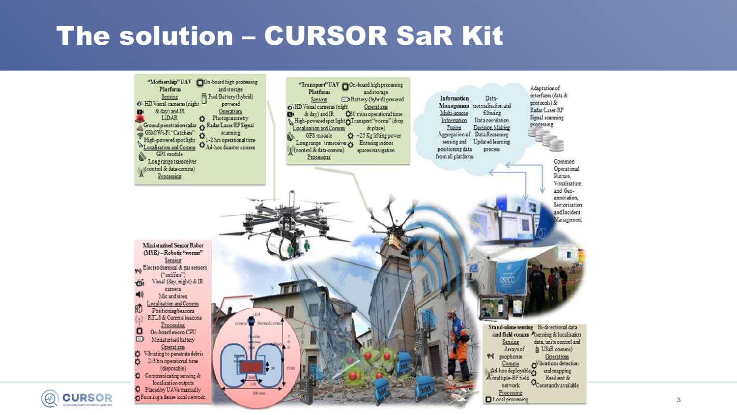# The solution – CURSOR SaR Kit

**"Mothership" UAV Platform**

Sensing
- HD Visual cameras (night & day) and IR
- LiDAR
- Ground penetration radar
- GSM/Wi-Fi "Catchers"
- High-powered spotlight

Localisation and Comms
- GPS module
- Long range transceiver (control & data-comms)

Processing
- On-board high processing and storage
- Fuel/Battery (hybrid) powered

Operations
- Photogrammetry
- Radar/Laser/RF Signal scanning
- 1-2 hrs operational time
- Ad-hoc disaster comms

**"Transport" UAV Platform**

Sensing
- HD Visual cameras (night & day) and IR
- High-powered spot light

Localisation and Comms
- GPS module
- Long range transceiver (control & data-comms)

Processing
- On-board high processing and storage
- Battery (hybrid) powered

Operations
- 30 mins operational time
- Transport "worms" (drop & place)
- ~25 Kg lifting power
- Entering indoor spaces/navigation

**Information Management**

Multi-source Information Fusion
- Aggregation of sensing and positioning data from all platforms

Data-normalisation and filtering
- Data correlation

Decision Making
- Data Reasoning
- Updated learning process

Adaptation of interfaces (data & protocols) & Radar/Laser/RF Signal scanning processing

Common Operational Picture, Visualisation and Geo-annotation, Sectorisation and Incident Management

**Miniaturised Sensor Robot (MSR) – Robotic "worms"**

Sensing
- Electrochemical & gas sensors ("sniffers")
- Visual (day, night) & IR camera
- Mic and siren

Localisation and Comms
- Positioning beacons
- RTLS & Comms beacons

Processing
- On-board micro-CPU
- Miniaturised battery

Operations
- Vibrating to penetrate debris
- 2-3 hrs operational time (disposable)
- Communicating sensing & localisation outputs
- Placed by UAVs/manually
- Forming a dense local network

**Stand-alone sensing and field comms**

Sensing
- Arrays of geophones

Comms
- Ad-hoc deployable multiple-RF field network

Processing
- Local processing

Bi-directional data (sensing & localisation data, units control and USaR comms)

Operations
- Vibrations detection and mapping
- Resilient & Constantly available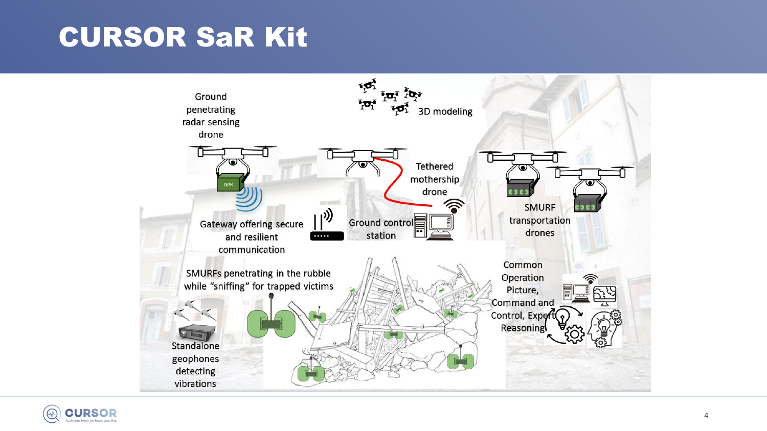# CURSOR SaR Kit

Ground penetrating radar sensing drone

3D modeling

Tethered mothership drone

SMURF transportation drones

Gateway offering secure and resilient communication

Ground control station

SMURFs penetrating in the rubble while "sniffing" for trapped victims

Common Operation Picture, Command and Control, Expert Reasoning

Standalone geophones detecting vibrations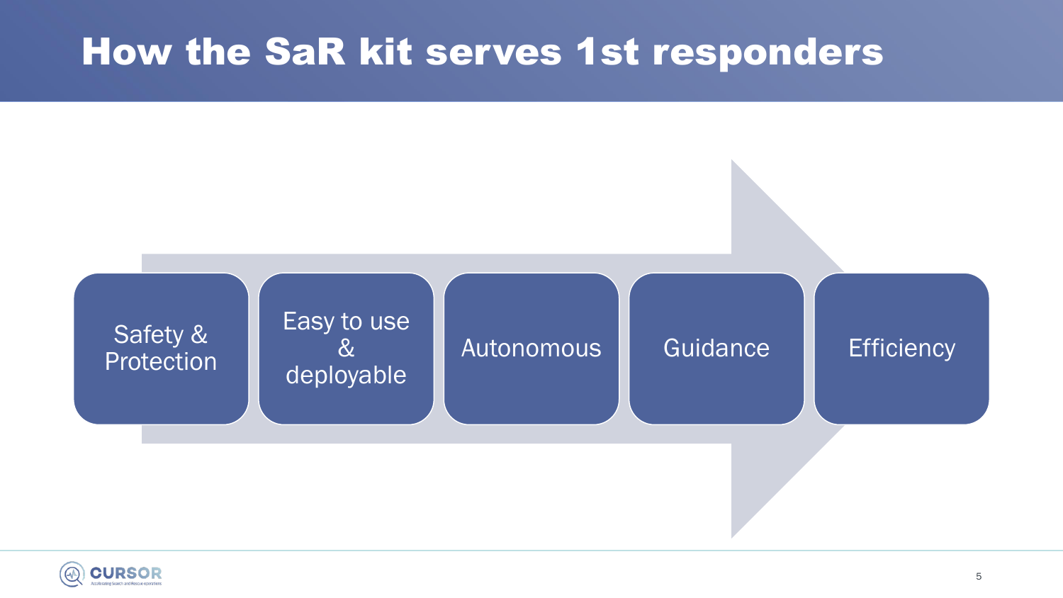# How the SaR kit serves 1st responders

- Safety & Protection
- Easy to use & deployable
- Autonomous
- Guidance
- Efficiency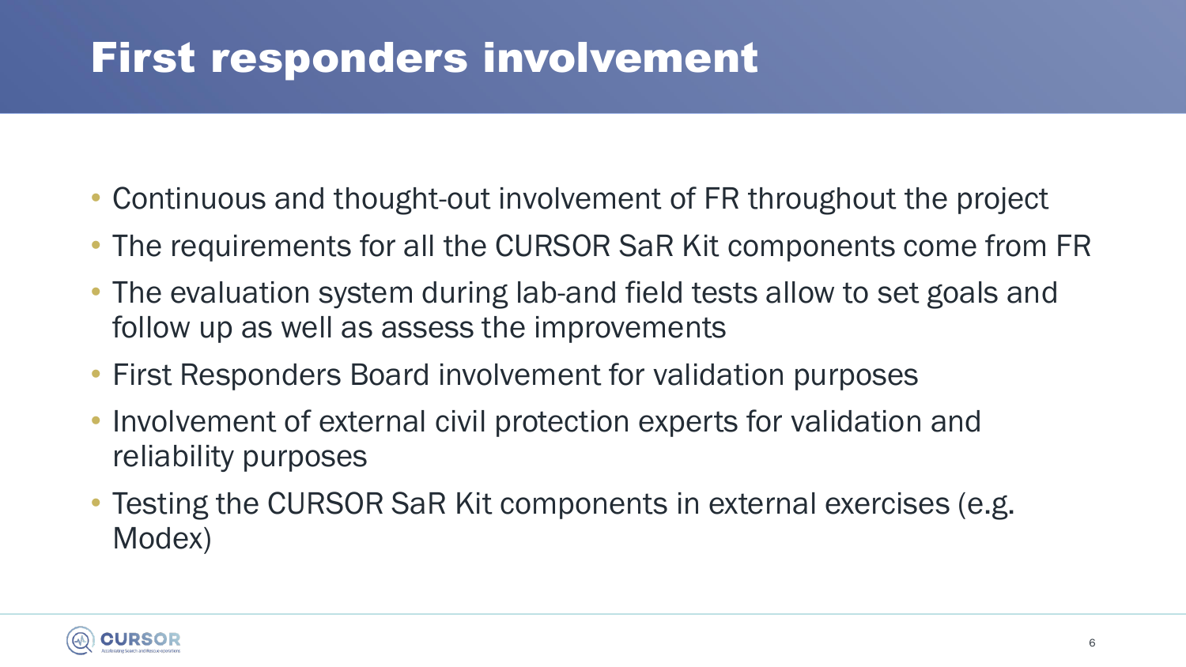# First responders involvement

- Continuous and thought-out involvement of FR throughout the project
- The requirements for all the CURSOR SaR Kit components come from FR
- The evaluation system during lab-and field tests allow to set goals and follow up as well as assess the improvements
- First Responders Board involvement for validation purposes
- Involvement of external civil protection experts for validation and reliability purposes
- Testing the CURSOR SaR Kit components in external exercises (e.g. Modex)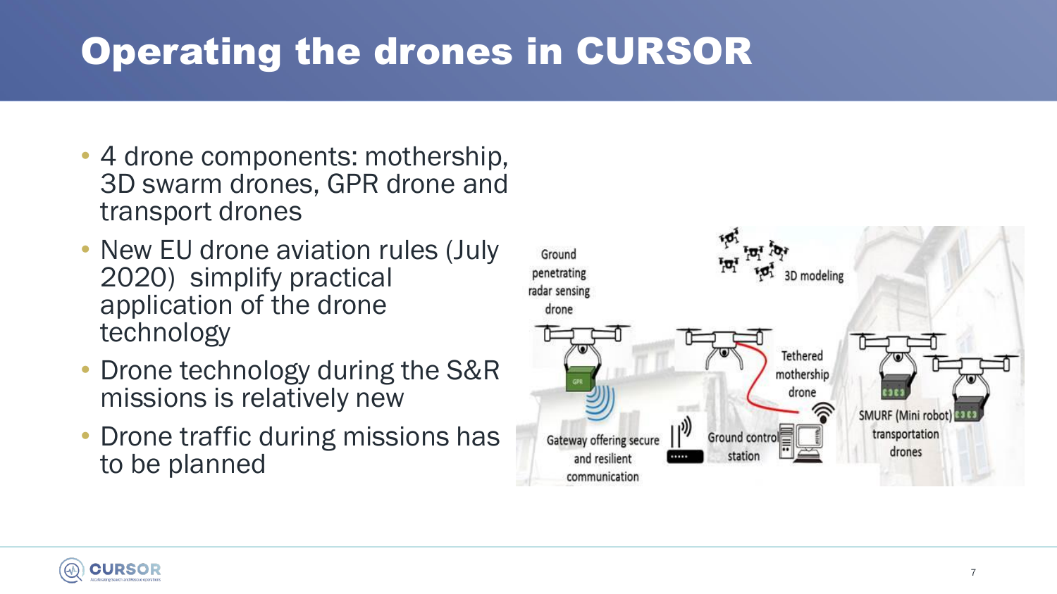# Operating the drones in CURSOR

- 4 drone components: mothership, 3D swarm drones, GPR drone and transport drones
- New EU drone aviation rules (July 2020) simplify practical application of the drone technology
- Drone technology during the S&R missions is relatively new
- Drone traffic during missions has to be planned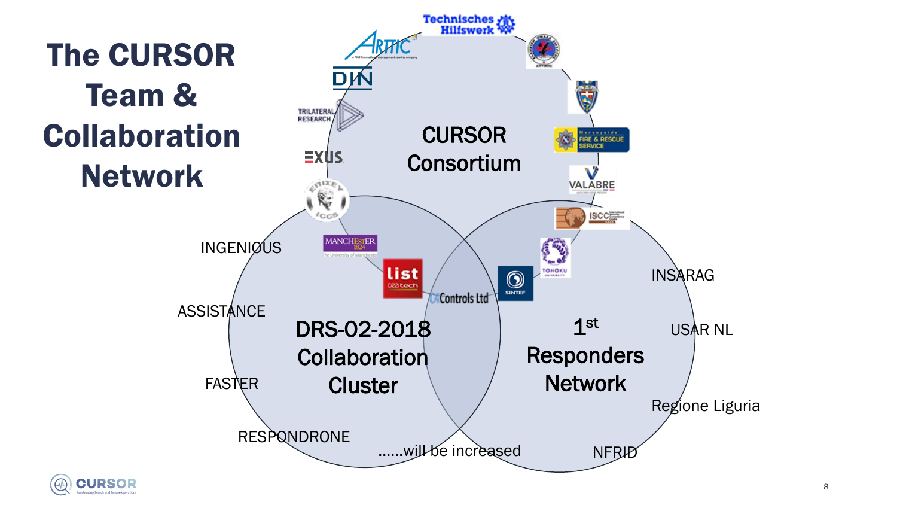# The CURSOR Team & Collaboration Network

CURSOR Consortium

DRS-02-2018 Collaboration Cluster

1st Responders Network

INGENIOUS

ASSISTANCE

FASTER

RESPONDRONE

INSARAG

USAR NL

Regione Liguria

NFRID

......will be increased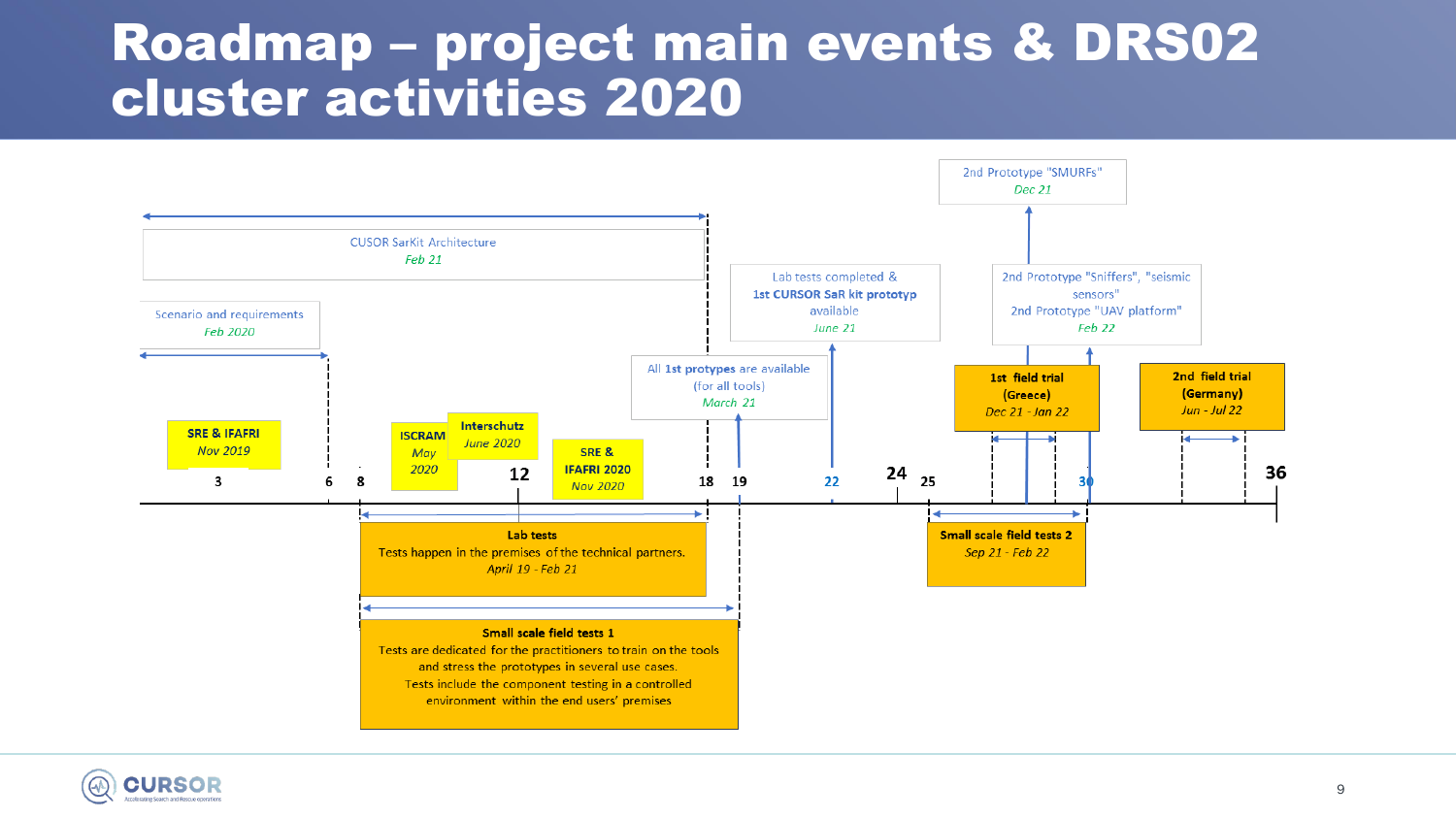# Roadmap – project main events & DRS02 cluster activities 2020

2nd Prototype "SMURFs"
*Dec 21*

CUSOR SarKit Architecture
*Feb 21*

Lab tests completed &
**1st CURSOR SaR kit prototyp** available
*June 21*

2nd Prototype "Sniffers", "seismic sensors"
2nd Prototype "UAV platform"
*Feb 22*

Scenario and requirements
*Feb 2020*

All **1st protypes** are available (for all tools)
*March 21*

**1st field trial (Greece)**
*Dec 21 - Jan 22*

**2nd field trial (Germany)**
*Jun - Jul 22*

**SRE & IFAFRI**
*Nov 2019*

**ISCRAM**
*May 2020*

**Interschutz**
*June 2020*

**SRE & IFAFRI 2020**
*Nov 2020*

3 6 8 12 18 19 22 24 25 30 36

**Lab tests**
Tests happen in the premises of the technical partners.
*April 19 - Feb 21*

**Small scale field tests 2**
*Sep 21 - Feb 22*

**Small scale field tests 1**
Tests are dedicated for the practitioners to train on the tools and stress the prototypes in several use cases.
Tests include the component testing in a controlled environment within the end users' premises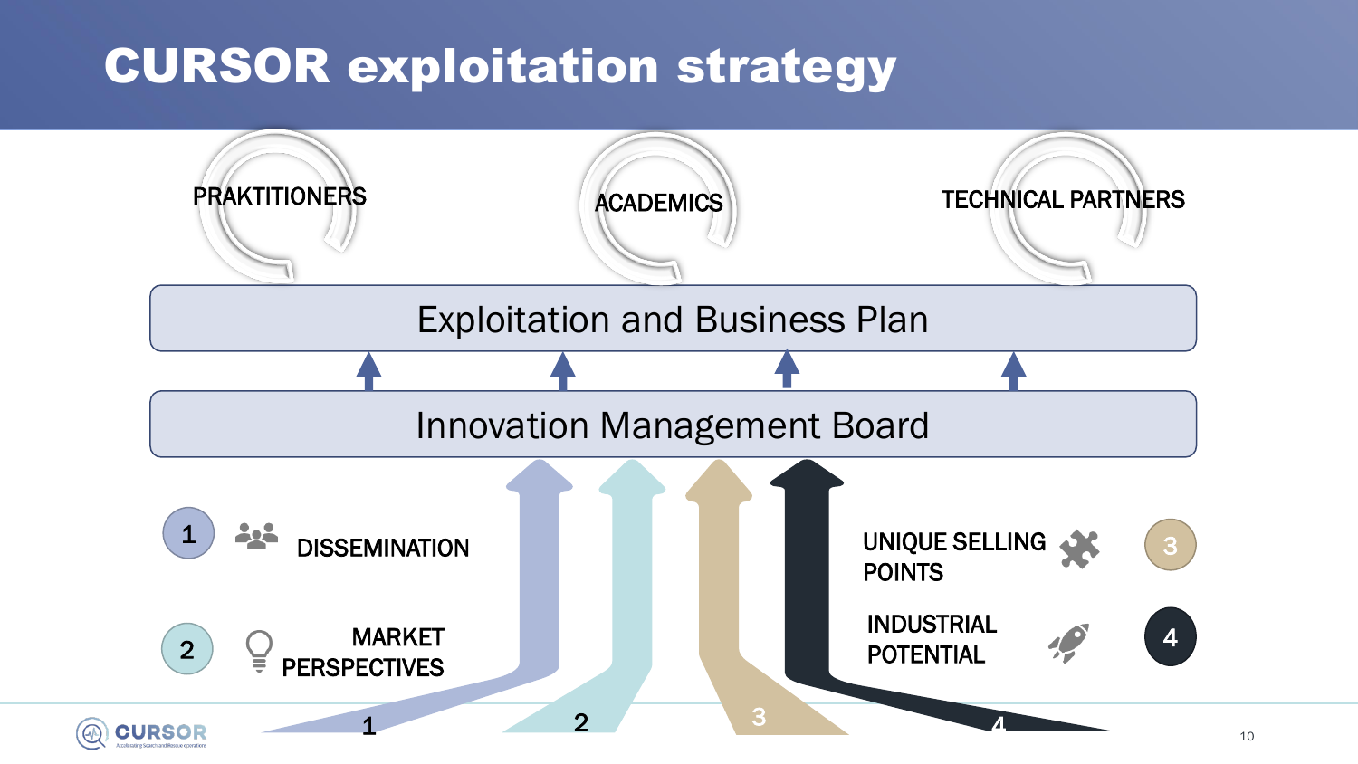# CURSOR exploitation strategy

PRAKTITIONERS

ACADEMICS

TECHNICAL PARTNERS

Exploitation and Business Plan

Innovation Management Board

1 DISSEMINATION

2 MARKET PERSPECTIVES

3 UNIQUE SELLING POINTS

4 INDUSTRIAL POTENTIAL

1 2 3 4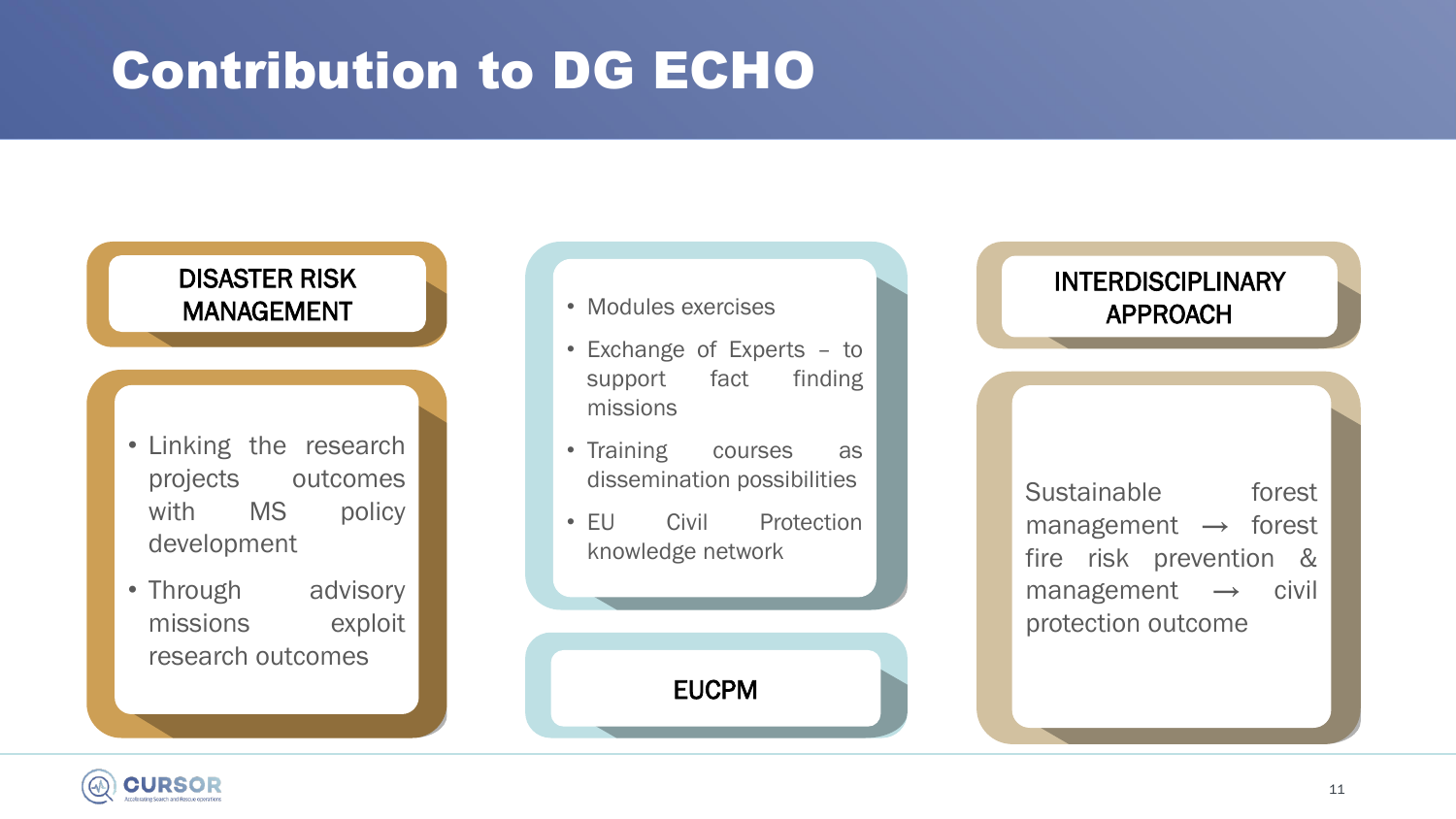# Contribution to DG ECHO

## DISASTER RISK MANAGEMENT

- Linking the research projects outcomes with MS policy development
- Through advisory missions exploit research outcomes

## EUCPM

- Modules exercises
- Exchange of Experts – to support fact finding missions
- Training courses as dissemination possibilities
- EU Civil Protection knowledge network

## INTERDISCIPLINARY APPROACH

Sustainable forest management → forest fire risk prevention & management → civil protection outcome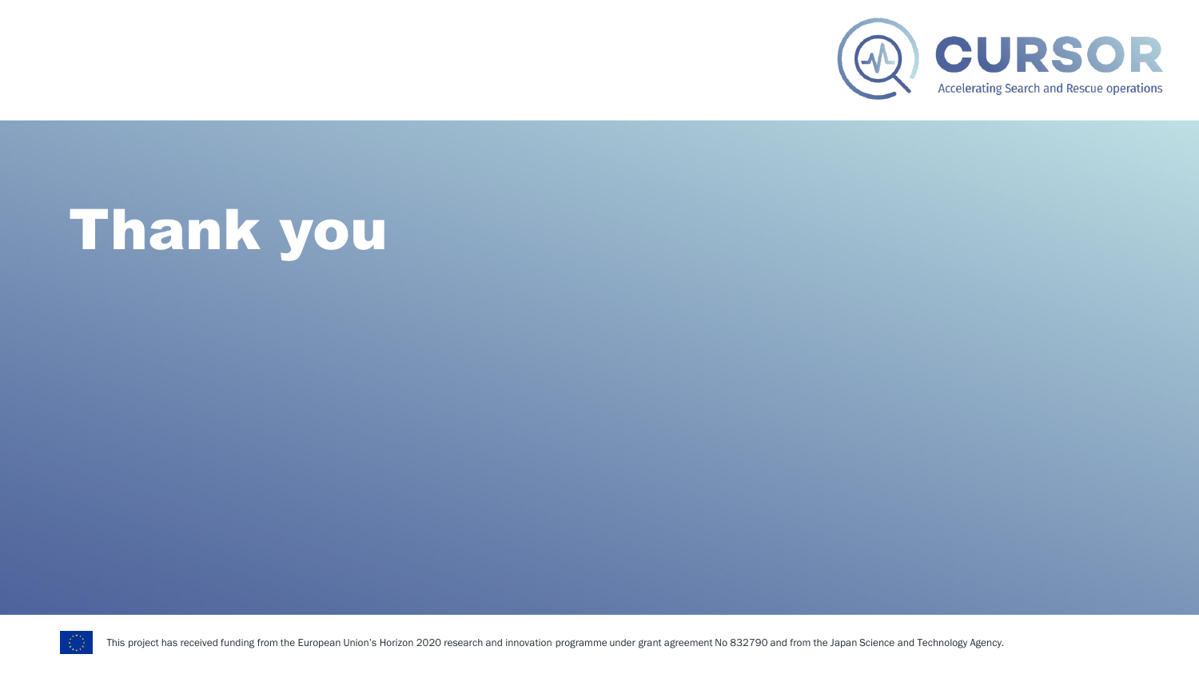# Thank you

This project has received funding from the European Union's Horizon 2020 research and innovation programme under grant agreement No 832790 and from the Japan Science and Technology Agency.